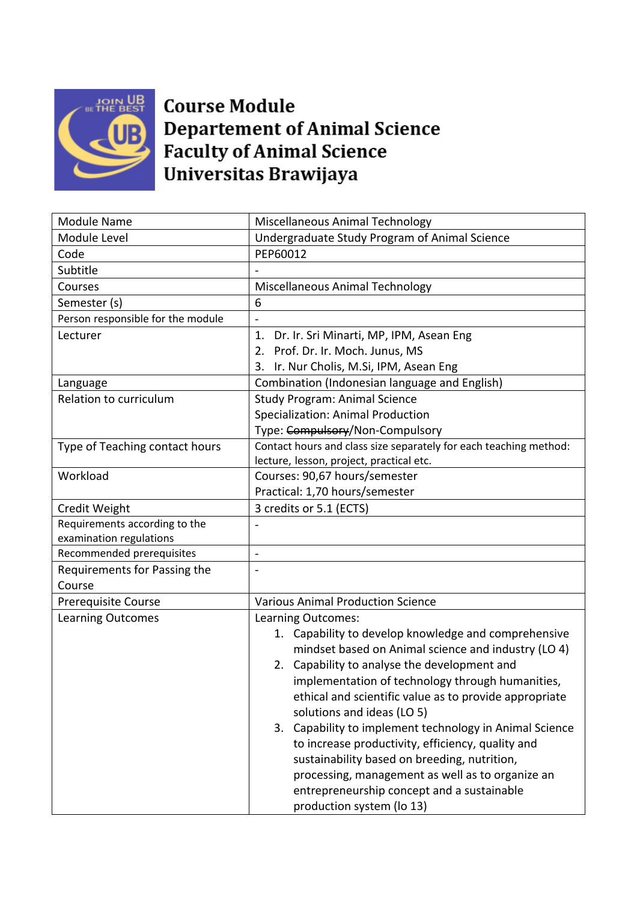# Course Module
# Departement of Animal Science
# Faculty of Animal Science
# Universitas Brawijaya

| Module Name | Miscellaneous Animal Technology |
|---|---|
| Module Level | Undergraduate Study Program of Animal Science |
| Code | PEP60012 |
| Subtitle | - |
| Courses | Miscellaneous Animal Technology |
| Semester (s) | 6 |
| Person responsible for the module | - |
| Lecturer | 1. Dr. Ir. Sri Minarti, MP, IPM, Asean Eng<br>2. Prof. Dr. Ir. Moch. Junus, MS<br>3. Ir. Nur Cholis, M.Si, IPM, Asean Eng |
| Language | Combination (Indonesian language and English) |
| Relation to curriculum | Study Program: Animal Science<br>Specialization: Animal Production<br>Type: ~~Compulsory~~/Non-Compulsory |
| Type of Teaching contact hours | Contact hours and class size separately for each teaching method: lecture, lesson, project, practical etc. |
| Workload | Courses: 90,67 hours/semester<br>Practical: 1,70 hours/semester |
| Credit Weight | 3 credits or 5.1 (ECTS) |
| Requirements according to the examination regulations | - |
| Recommended prerequisites | - |
| Requirements for Passing the Course | - |
| Prerequisite Course | Various Animal Production Science |
| Learning Outcomes | Learning Outcomes:<br>1. Capability to develop knowledge and comprehensive mindset based on Animal science and industry (LO 4)<br>2. Capability to analyse the development and implementation of technology through humanities, ethical and scientific value as to provide appropriate solutions and ideas (LO 5)<br>3. Capability to implement technology in Animal Science to increase productivity, efficiency, quality and sustainability based on breeding, nutrition, processing, management as well as to organize an entrepreneurship concept and a sustainable production system (lo 13) |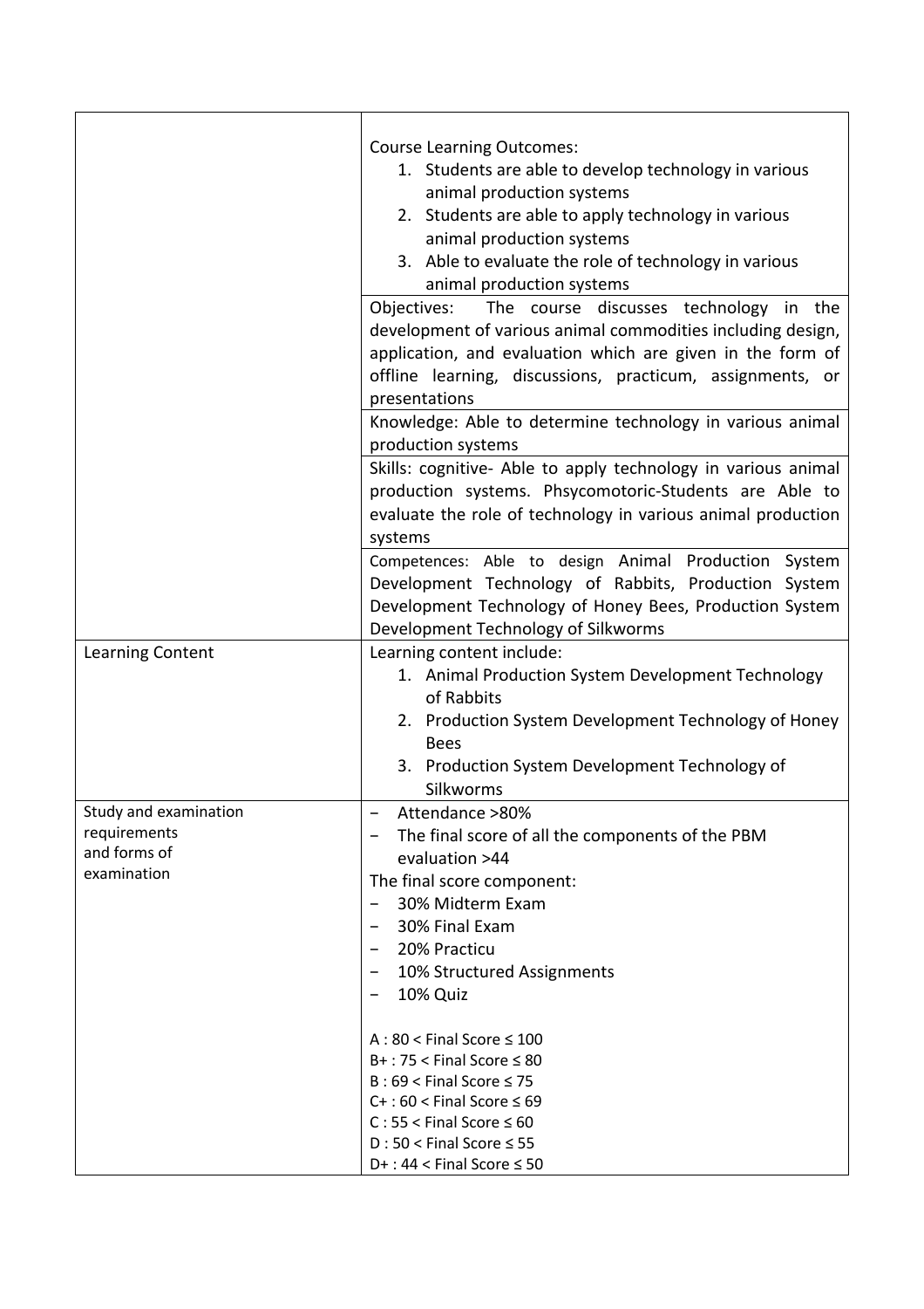| | |
|---|---|
| | Course Learning Outcomes:<br>1. Students are able to develop technology in various animal production systems<br>2. Students are able to apply technology in various animal production systems<br>3. Able to evaluate the role of technology in various animal production systems |
| | Objectives: The course discusses technology in the development of various animal commodities including design, application, and evaluation which are given in the form of offline learning, discussions, practicum, assignments, or presentations |
| | Knowledge: Able to determine technology in various animal production systems |
| | Skills: cognitive- Able to apply technology in various animal production systems. Phsycomotoric-Students are Able to evaluate the role of technology in various animal production systems |
| | Competences: Able to design Animal Production System Development Technology of Rabbits, Production System Development Technology of Honey Bees, Production System Development Technology of Silkworms |
| Learning Content | Learning content include:<br>1. Animal Production System Development Technology of Rabbits<br>2. Production System Development Technology of Honey Bees<br>3. Production System Development Technology of Silkworms |
| Study and examination requirements and forms of examination | − Attendance >80%<br>− The final score of all the components of the PBM evaluation >44<br>The final score component:<br>− 30% Midterm Exam<br>− 30% Final Exam<br>− 20% Practicu<br>− 10% Structured Assignments<br>− 10% Quiz<br><br>A : 80 < Final Score ≤ 100<br>B+ : 75 < Final Score ≤ 80<br>B : 69 < Final Score ≤ 75<br>C+ : 60 < Final Score ≤ 69<br>C : 55 < Final Score ≤ 60<br>D : 50 < Final Score ≤ 55<br>D+ : 44 < Final Score ≤ 50 |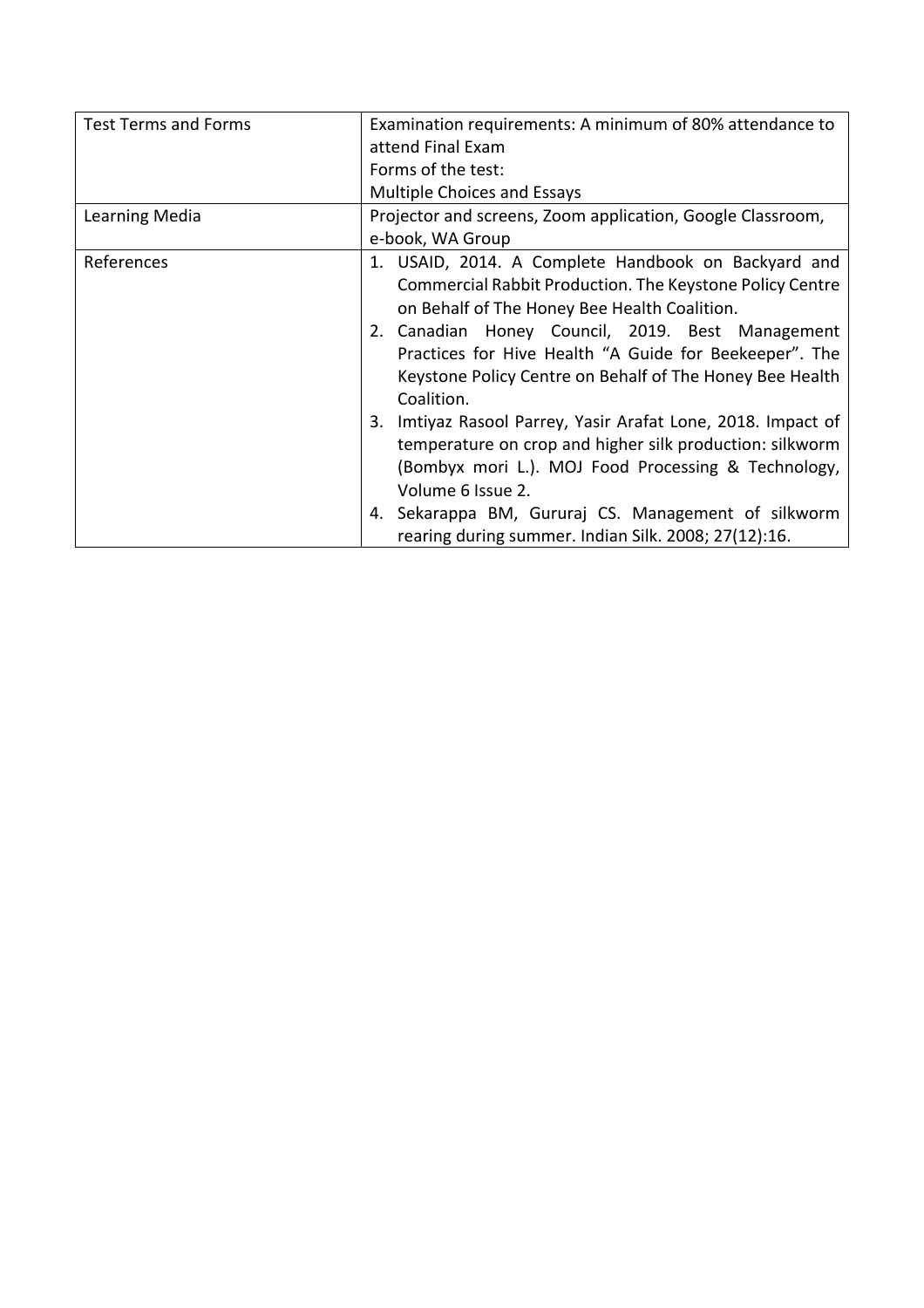| | |
|---|---|
| Test Terms and Forms | Examination requirements: A minimum of 80% attendance to attend Final Exam<br>Forms of the test:<br>Multiple Choices and Essays |
| Learning Media | Projector and screens, Zoom application, Google Classroom, e-book, WA Group |
| References | 1. USAID, 2014. A Complete Handbook on Backyard and Commercial Rabbit Production. The Keystone Policy Centre on Behalf of The Honey Bee Health Coalition.<br>2. Canadian Honey Council, 2019. Best Management Practices for Hive Health "A Guide for Beekeeper". The Keystone Policy Centre on Behalf of The Honey Bee Health Coalition.<br>3. Imtiyaz Rasool Parrey, Yasir Arafat Lone, 2018. Impact of temperature on crop and higher silk production: silkworm (Bombyx mori L.). MOJ Food Processing & Technology, Volume 6 Issue 2.<br>4. Sekarappa BM, Gururaj CS. Management of silkworm rearing during summer. Indian Silk. 2008; 27(12):16. |